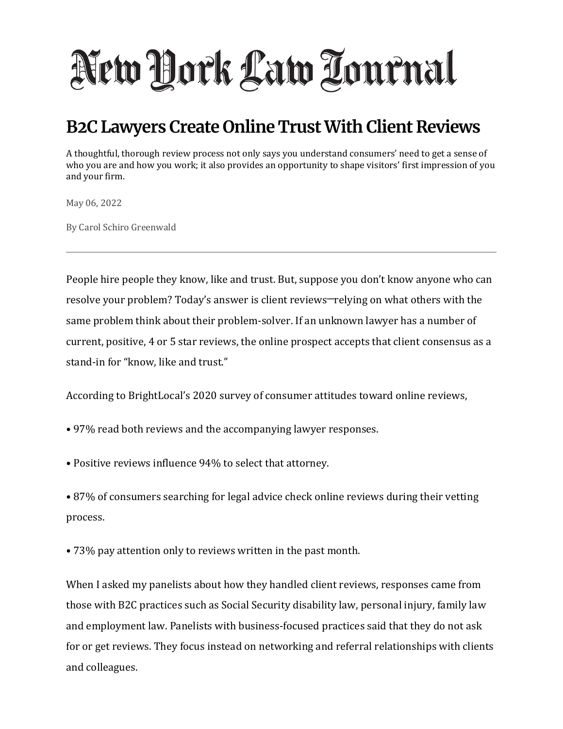# New York Law Journal

## B2C Lawyers Create Online Trust With Client Reviews

A thoughtful, thorough review process not only says you understand consumers' need to get a sense of who you are and how you work; it also provides an opportunity to shape visitors' first impression of you and your firm.

May 06, 2022

By Carol Schiro Greenwald

---

People hire people they know, like and trust. But, suppose you don't know anyone who can resolve your problem? Today's answer is client reviews—relying on what others with the same problem think about their problem-solver. If an unknown lawyer has a number of current, positive, 4 or 5 star reviews, the online prospect accepts that client consensus as a stand-in for "know, like and trust."

According to BrightLocal's 2020 survey of consumer attitudes toward online reviews,

• 97% read both reviews and the accompanying lawyer responses.

• Positive reviews influence 94% to select that attorney.

• 87% of consumers searching for legal advice check online reviews during their vetting process.

• 73% pay attention only to reviews written in the past month.

When I asked my panelists about how they handled client reviews, responses came from those with B2C practices such as Social Security disability law, personal injury, family law and employment law. Panelists with business-focused practices said that they do not ask for or get reviews. They focus instead on networking and referral relationships with clients and colleagues.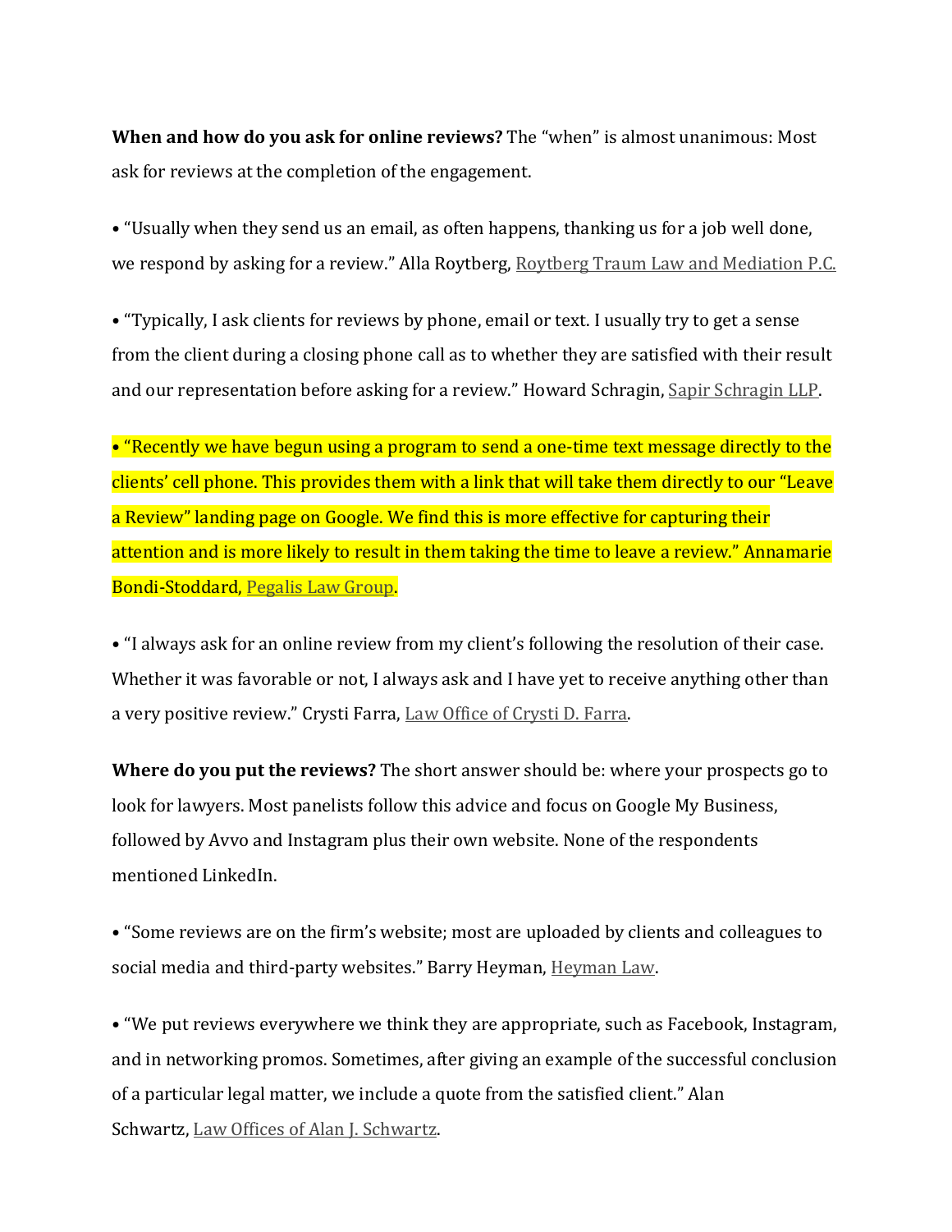**When and how do you ask for online reviews?** The "when" is almost unanimous: Most ask for reviews at the completion of the engagement.

• "Usually when they send us an email, as often happens, thanking us for a job well done, we respond by asking for a review." Alla Roytberg, Roytberg Traum Law and Mediation P.C.

• "Typically, I ask clients for reviews by phone, email or text. I usually try to get a sense from the client during a closing phone call as to whether they are satisfied with their result and our representation before asking for a review." Howard Schragin, Sapir Schragin LLP.

• "Recently we have begun using a program to send a one-time text message directly to the clients' cell phone. This provides them with a link that will take them directly to our "Leave a Review" landing page on Google. We find this is more effective for capturing their attention and is more likely to result in them taking the time to leave a review." Annamarie Bondi-Stoddard, Pegalis Law Group.

• "I always ask for an online review from my client's following the resolution of their case. Whether it was favorable or not, I always ask and I have yet to receive anything other than a very positive review." Crysti Farra, Law Office of Crysti D. Farra.

**Where do you put the reviews?** The short answer should be: where your prospects go to look for lawyers. Most panelists follow this advice and focus on Google My Business, followed by Avvo and Instagram plus their own website. None of the respondents mentioned LinkedIn.

• "Some reviews are on the firm's website; most are uploaded by clients and colleagues to social media and third-party websites." Barry Heyman, Heyman Law.

• "We put reviews everywhere we think they are appropriate, such as Facebook, Instagram, and in networking promos. Sometimes, after giving an example of the successful conclusion of a particular legal matter, we include a quote from the satisfied client." Alan Schwartz, Law Offices of Alan J. Schwartz.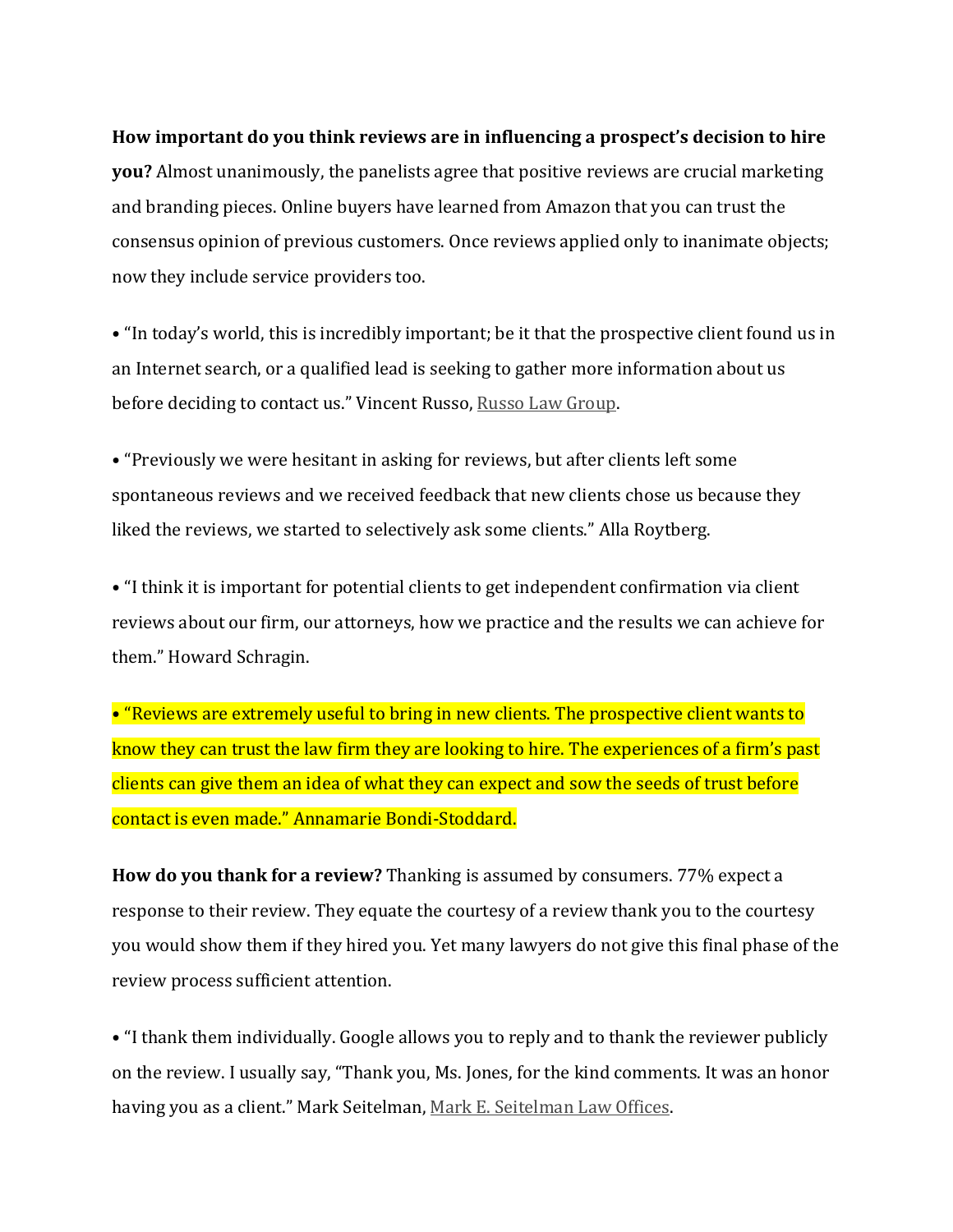**How important do you think reviews are in influencing a prospect's decision to hire you?** Almost unanimously, the panelists agree that positive reviews are crucial marketing and branding pieces. Online buyers have learned from Amazon that you can trust the consensus opinion of previous customers. Once reviews applied only to inanimate objects; now they include service providers too.

• "In today's world, this is incredibly important; be it that the prospective client found us in an Internet search, or a qualified lead is seeking to gather more information about us before deciding to contact us." Vincent Russo, Russo Law Group.

• "Previously we were hesitant in asking for reviews, but after clients left some spontaneous reviews and we received feedback that new clients chose us because they liked the reviews, we started to selectively ask some clients." Alla Roytberg.

• "I think it is important for potential clients to get independent confirmation via client reviews about our firm, our attorneys, how we practice and the results we can achieve for them." Howard Schragin.

• "Reviews are extremely useful to bring in new clients. The prospective client wants to know they can trust the law firm they are looking to hire. The experiences of a firm's past clients can give them an idea of what they can expect and sow the seeds of trust before contact is even made." Annamarie Bondi-Stoddard.

**How do you thank for a review?** Thanking is assumed by consumers. 77% expect a response to their review. They equate the courtesy of a review thank you to the courtesy you would show them if they hired you. Yet many lawyers do not give this final phase of the review process sufficient attention.

• "I thank them individually. Google allows you to reply and to thank the reviewer publicly on the review. I usually say, "Thank you, Ms. Jones, for the kind comments. It was an honor having you as a client." Mark Seitelman, Mark E. Seitelman Law Offices.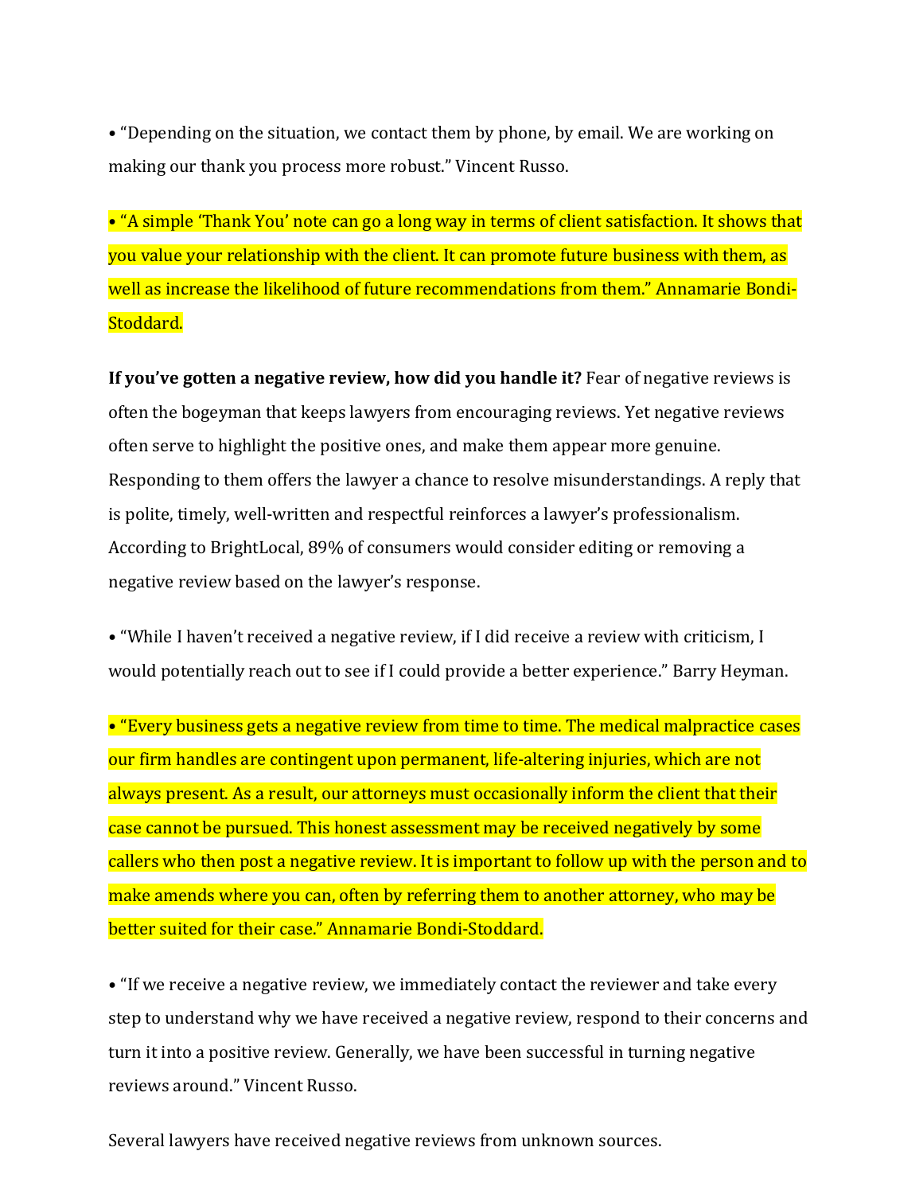• "Depending on the situation, we contact them by phone, by email. We are working on making our thank you process more robust." Vincent Russo.

• "A simple 'Thank You' note can go a long way in terms of client satisfaction. It shows that you value your relationship with the client. It can promote future business with them, as well as increase the likelihood of future recommendations from them." Annamarie Bondi-Stoddard.

**If you've gotten a negative review, how did you handle it?** Fear of negative reviews is often the bogeyman that keeps lawyers from encouraging reviews. Yet negative reviews often serve to highlight the positive ones, and make them appear more genuine. Responding to them offers the lawyer a chance to resolve misunderstandings. A reply that is polite, timely, well-written and respectful reinforces a lawyer's professionalism. According to BrightLocal, 89% of consumers would consider editing or removing a negative review based on the lawyer's response.

• "While I haven't received a negative review, if I did receive a review with criticism, I would potentially reach out to see if I could provide a better experience." Barry Heyman.

• "Every business gets a negative review from time to time. The medical malpractice cases our firm handles are contingent upon permanent, life-altering injuries, which are not always present. As a result, our attorneys must occasionally inform the client that their case cannot be pursued. This honest assessment may be received negatively by some callers who then post a negative review. It is important to follow up with the person and to make amends where you can, often by referring them to another attorney, who may be better suited for their case." Annamarie Bondi-Stoddard.

• "If we receive a negative review, we immediately contact the reviewer and take every step to understand why we have received a negative review, respond to their concerns and turn it into a positive review. Generally, we have been successful in turning negative reviews around." Vincent Russo.

Several lawyers have received negative reviews from unknown sources.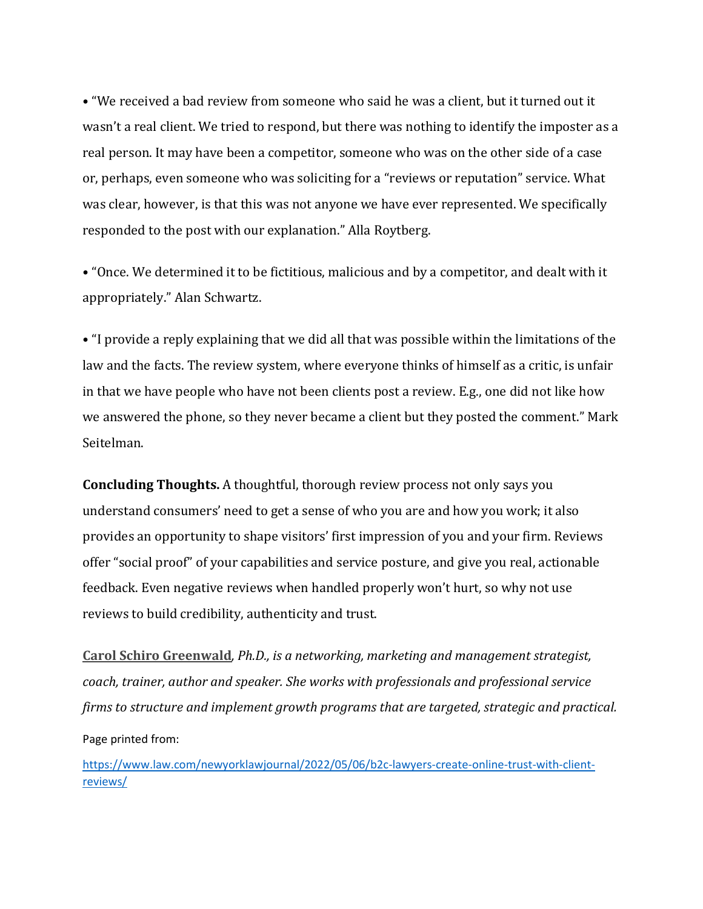- "We received a bad review from someone who said he was a client, but it turned out it wasn't a real client. We tried to respond, but there was nothing to identify the imposter as a real person. It may have been a competitor, someone who was on the other side of a case or, perhaps, even someone who was soliciting for a "reviews or reputation" service. What was clear, however, is that this was not anyone we have ever represented. We specifically responded to the post with our explanation." Alla Roytberg.

- "Once. We determined it to be fictitious, malicious and by a competitor, and dealt with it appropriately." Alan Schwartz.

- "I provide a reply explaining that we did all that was possible within the limitations of the law and the facts. The review system, where everyone thinks of himself as a critic, is unfair in that we have people who have not been clients post a review. E.g., one did not like how we answered the phone, so they never became a client but they posted the comment." Mark Seitelman.

**Concluding Thoughts.** A thoughtful, thorough review process not only says you understand consumers' need to get a sense of who you are and how you work; it also provides an opportunity to shape visitors' first impression of you and your firm. Reviews offer "social proof" of your capabilities and service posture, and give you real, actionable feedback. Even negative reviews when handled properly won't hurt, so why not use reviews to build credibility, authenticity and trust.

**Carol Schiro Greenwald**, *Ph.D., is a networking, marketing and management strategist, coach, trainer, author and speaker. She works with professionals and professional service firms to structure and implement growth programs that are targeted, strategic and practical.*

Page printed from:

https://www.law.com/newyorklawjournal/2022/05/06/b2c-lawyers-create-online-trust-with-client-reviews/